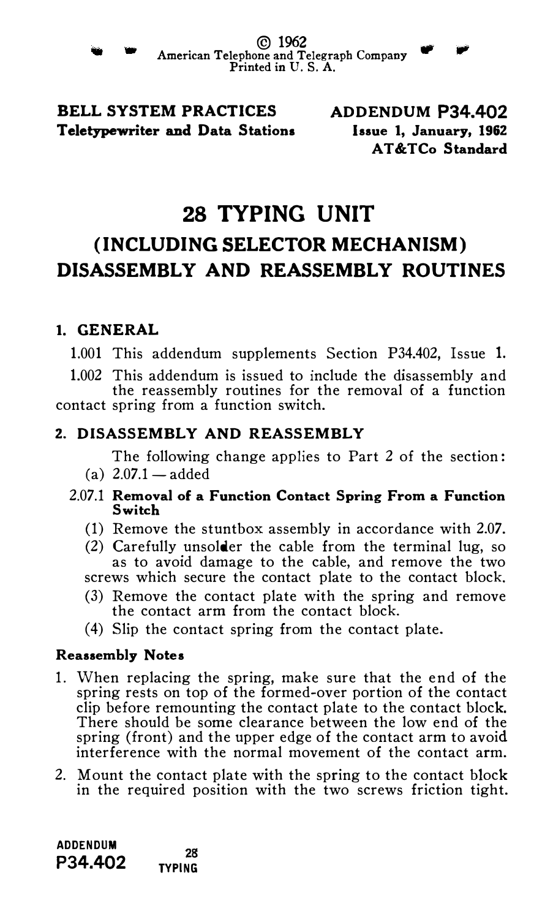© 1962
American Telephone and Telegraph Company
Printed in U. S. A.

**BELL SYSTEM PRACTICES**
**Teletypewriter and Data Stations**

**ADDENDUM P34.402**
**Issue 1, January, 1962**
**AT&TCo Standard**

# 28 TYPING UNIT
## (INCLUDING SELECTOR MECHANISM) DISASSEMBLY AND REASSEMBLY ROUTINES

### 1. GENERAL

1.001 This addendum supplements Section P34.402, Issue 1.

1.002 This addendum is issued to include the disassembly and the reassembly routines for the removal of a function contact spring from a function switch.

### 2. DISASSEMBLY AND REASSEMBLY

The following change applies to Part 2 of the section:

(a) 2.07.1 — added

2.07.1 **Removal of a Function Contact Spring From a Function Switch**

(1) Remove the stuntbox assembly in accordance with 2.07.

(2) Carefully unsolder the cable from the terminal lug, so as to avoid damage to the cable, and remove the two screws which secure the contact plate to the contact block.

(3) Remove the contact plate with the spring and remove the contact arm from the contact block.

(4) Slip the contact spring from the contact plate.

**Reassembly Notes**

1. When replacing the spring, make sure that the end of the spring rests on top of the formed-over portion of the contact clip before remounting the contact plate to the contact block. There should be some clearance between the low end of the spring (front) and the upper edge of the contact arm to avoid interference with the normal movement of the contact arm.
2. Mount the contact plate with the spring to the contact block in the required position with the two screws friction tight.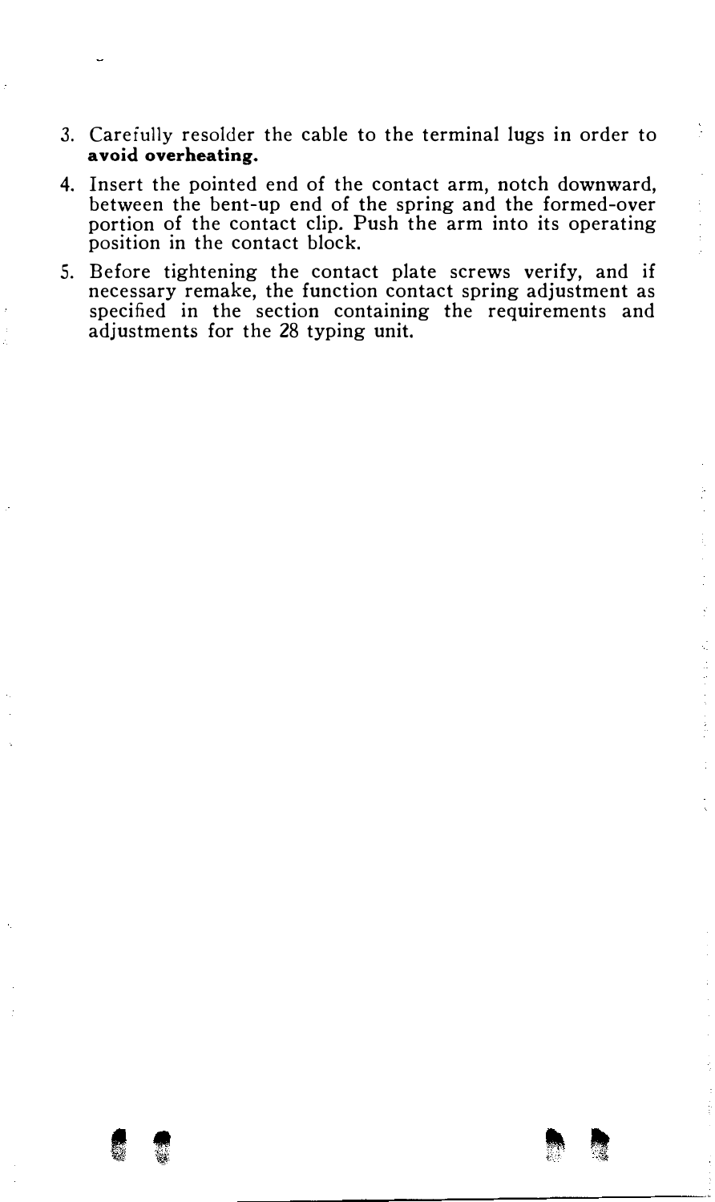3. Carefully resolder the cable to the terminal lugs in order to **avoid overheating.**

4. Insert the pointed end of the contact arm, notch downward, between the bent-up end of the spring and the formed-over portion of the contact clip. Push the arm into its operating position in the contact block.

5. Before tightening the contact plate screws verify, and if necessary remake, the function contact spring adjustment as specified in the section containing the requirements and adjustments for the 28 typing unit.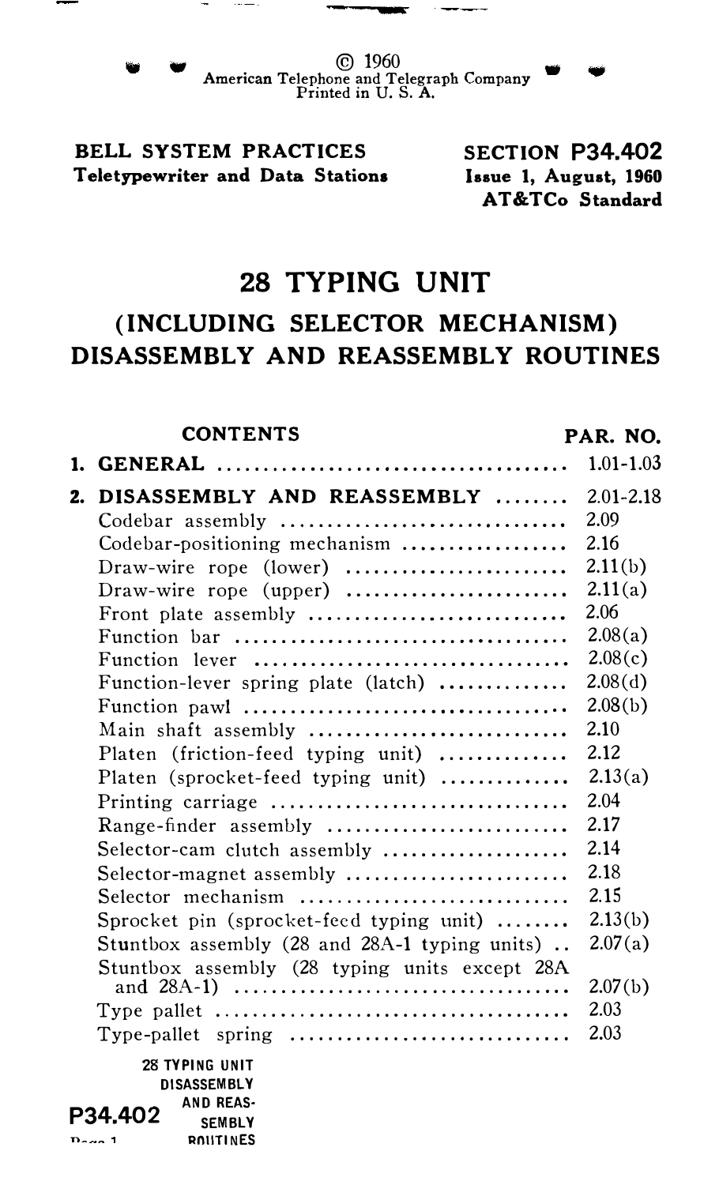© 1960
American Telephone and Telegraph Company
Printed in U. S. A.

**BELL SYSTEM PRACTICES**
**Teletypewriter and Data Stations**

**SECTION P34.402**
**Issue 1, August, 1960**
**AT&TCo Standard**

# 28 TYPING UNIT

## (INCLUDING SELECTOR MECHANISM) DISASSEMBLY AND REASSEMBLY ROUTINES

| CONTENTS | PAR. NO. |
|---|---|
| **1. GENERAL** | 1.01-1.03 |
| **2. DISASSEMBLY AND REASSEMBLY** | 2.01-2.18 |
| Codebar assembly | 2.09 |
| Codebar-positioning mechanism | 2.16 |
| Draw-wire rope (lower) | 2.11(b) |
| Draw-wire rope (upper) | 2.11(a) |
| Front plate assembly | 2.06 |
| Function bar | 2.08(a) |
| Function lever | 2.08(c) |
| Function-lever spring plate (latch) | 2.08(d) |
| Function pawl | 2.08(b) |
| Main shaft assembly | 2.10 |
| Platen (friction-feed typing unit) | 2.12 |
| Platen (sprocket-feed typing unit) | 2.13(a) |
| Printing carriage | 2.04 |
| Range-finder assembly | 2.17 |
| Selector-cam clutch assembly | 2.14 |
| Selector-magnet assembly | 2.18 |
| Selector mechanism | 2.15 |
| Sprocket pin (sprocket-feed typing unit) | 2.13(b) |
| Stuntbox assembly (28 and 28A-1 typing units) | 2.07(a) |
| Stuntbox assembly (28 typing units except 28A and 28A-1) | 2.07(b) |
| Type pallet | 2.03 |
| Type-pallet spring | 2.03 |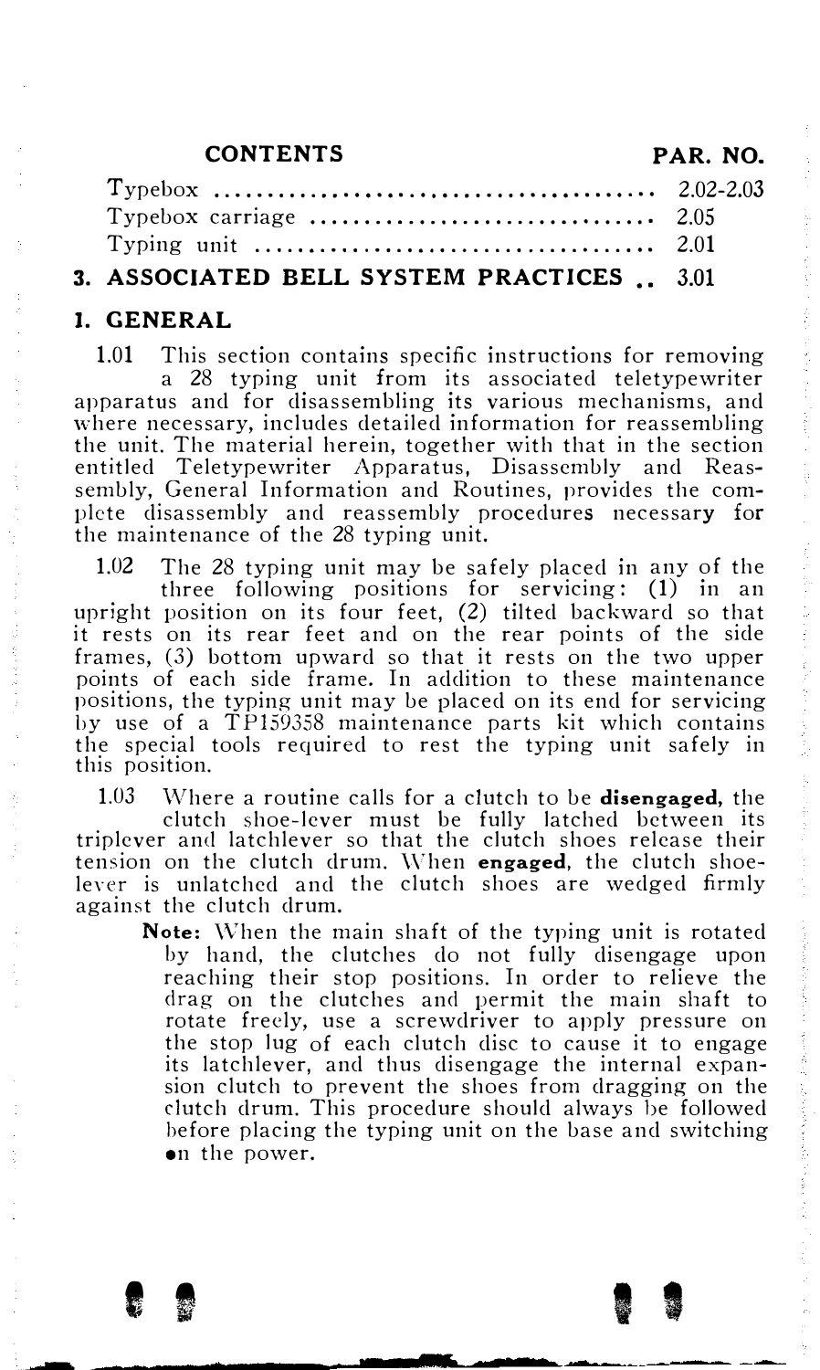| CONTENTS | PAR. NO. |
|---|---|
| Typebox .......................................... | 2.02-2.03 |
| Typebox carriage ................................ | 2.05 |
| Typing unit ..................................... | 2.01 |
| **3. ASSOCIATED BELL SYSTEM PRACTICES ..** | 3.01 |

## 1. GENERAL

1.01 This section contains specific instructions for removing a 28 typing unit from its associated teletypewriter apparatus and for disassembling its various mechanisms, and where necessary, includes detailed information for reassembling the unit. The material herein, together with that in the section entitled Teletypewriter Apparatus, Disassembly and Reassembly, General Information and Routines, provides the complete disassembly and reassembly procedures necessary for the maintenance of the 28 typing unit.

1.02 The 28 typing unit may be safely placed in any of the three following positions for servicing: (1) in an upright position on its four feet, (2) tilted backward so that it rests on its rear feet and on the rear points of the side frames, (3) bottom upward so that it rests on the two upper points of each side frame. In addition to these maintenance positions, the typing unit may be placed on its end for servicing by use of a TP159358 maintenance parts kit which contains the special tools required to rest the typing unit safely in this position.

1.03 Where a routine calls for a clutch to be **disengaged,** the clutch shoe-lever must be fully latched between its triplever and latchlever so that the clutch shoes release their tension on the clutch drum. When **engaged**, the clutch shoe-lever is unlatched and the clutch shoes are wedged firmly against the clutch drum.

> **Note:** When the main shaft of the typing unit is rotated by hand, the clutches do not fully disengage upon reaching their stop positions. In order to relieve the drag on the clutches and permit the main shaft to rotate freely, use a screwdriver to apply pressure on the stop lug of each clutch disc to cause it to engage its latchlever, and thus disengage the internal expansion clutch to prevent the shoes from dragging on the clutch drum. This procedure should always be followed before placing the typing unit on the base and switching on the power.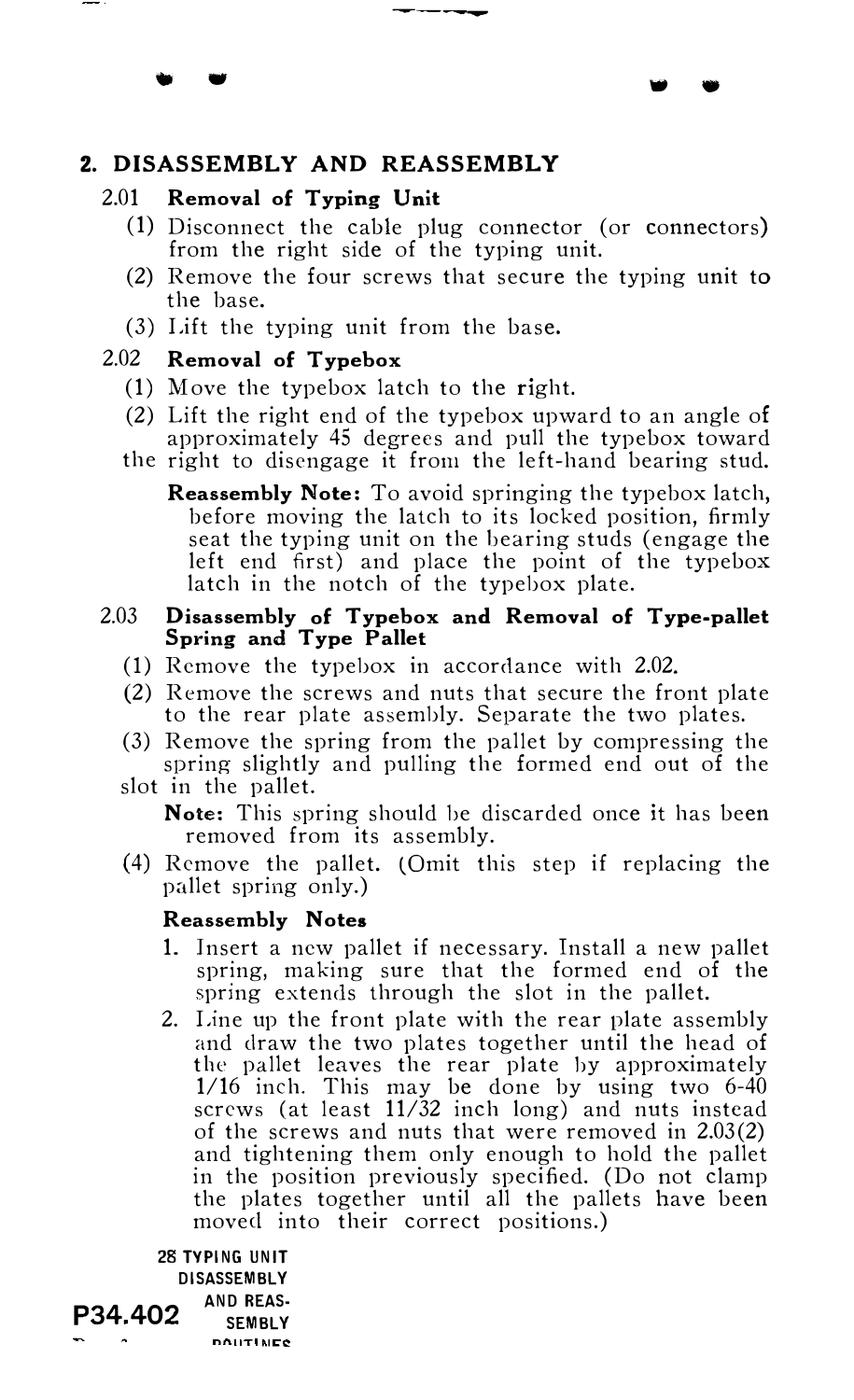## 2. DISASSEMBLY AND REASSEMBLY

### 2.01 Removal of Typing Unit

(1) Disconnect the cable plug connector (or connectors) from the right side of the typing unit.

(2) Remove the four screws that secure the typing unit to the base.

(3) Lift the typing unit from the base.

### 2.02 Removal of Typebox

(1) Move the typebox latch to the right.

(2) Lift the right end of the typebox upward to an angle of approximately 45 degrees and pull the typebox toward the right to disengage it from the left-hand bearing stud.

**Reassembly Note:** To avoid springing the typebox latch, before moving the latch to its locked position, firmly seat the typing unit on the bearing studs (engage the left end first) and place the point of the typebox latch in the notch of the typebox plate.

### 2.03 Disassembly of Typebox and Removal of Type-pallet Spring and Type Pallet

(1) Remove the typebox in accordance with 2.02.

(2) Remove the screws and nuts that secure the front plate to the rear plate assembly. Separate the two plates.

(3) Remove the spring from the pallet by compressing the spring slightly and pulling the formed end out of the slot in the pallet.

**Note:** This spring should be discarded once it has been removed from its assembly.

(4) Remove the pallet. (Omit this step if replacing the pallet spring only.)

**Reassembly Notes**

1. Insert a new pallet if necessary. Install a new pallet spring, making sure that the formed end of the spring extends through the slot in the pallet.
2. Line up the front plate with the rear plate assembly and draw the two plates together until the head of the pallet leaves the rear plate by approximately 1/16 inch. This may be done by using two 6-40 screws (at least 11/32 inch long) and nuts instead of the screws and nuts that were removed in 2.03(2) and tightening them only enough to hold the pallet in the position previously specified. (Do not clamp the plates together until all the pallets have been moved into their correct positions.)

28 TYPING UNIT DISASSEMBLY AND REASSEMBLY ROUTINES

P34.402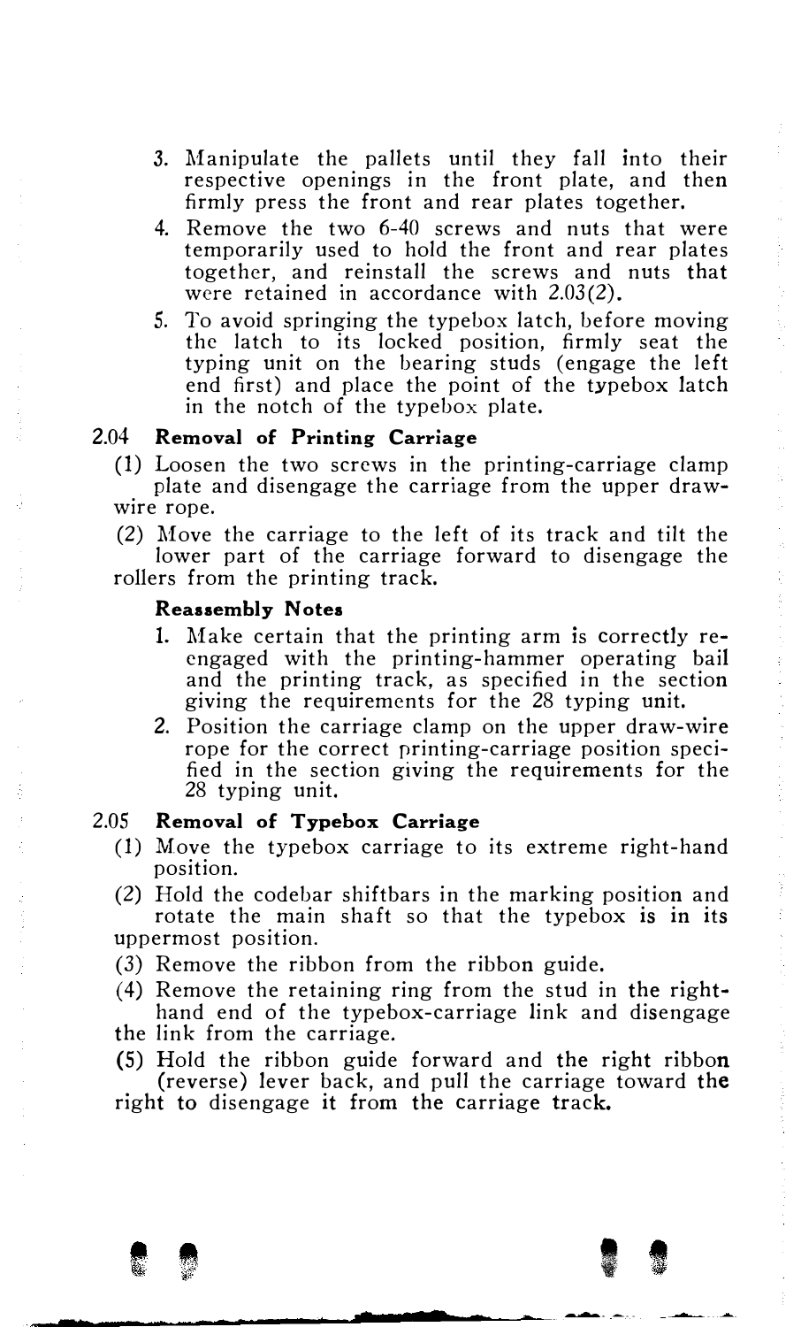3. Manipulate the pallets until they fall into their respective openings in the front plate, and then firmly press the front and rear plates together.
4. Remove the two 6-40 screws and nuts that were temporarily used to hold the front and rear plates together, and reinstall the screws and nuts that were retained in accordance with 2.03(2).
5. To avoid springing the typebox latch, before moving the latch to its locked position, firmly seat the typing unit on the bearing studs (engage the left end first) and place the point of the typebox latch in the notch of the typebox plate.

### 2.04 Removal of Printing Carriage

(1) Loosen the two screws in the printing-carriage clamp plate and disengage the carriage from the upper draw-wire rope.

(2) Move the carriage to the left of its track and tilt the lower part of the carriage forward to disengage the rollers from the printing track.

**Reassembly Notes**

1. Make certain that the printing arm is correctly re-engaged with the printing-hammer operating bail and the printing track, as specified in the section giving the requirements for the 28 typing unit.
2. Position the carriage clamp on the upper draw-wire rope for the correct printing-carriage position specified in the section giving the requirements for the 28 typing unit.

### 2.05 Removal of Typebox Carriage

(1) Move the typebox carriage to its extreme right-hand position.

(2) Hold the codebar shiftbars in the marking position and rotate the main shaft so that the typebox is in its uppermost position.

(3) Remove the ribbon from the ribbon guide.

(4) Remove the retaining ring from the stud in the right-hand end of the typebox-carriage link and disengage the link from the carriage.

(5) Hold the ribbon guide forward and the right ribbon (reverse) lever back, and pull the carriage toward the right to disengage it from the carriage track.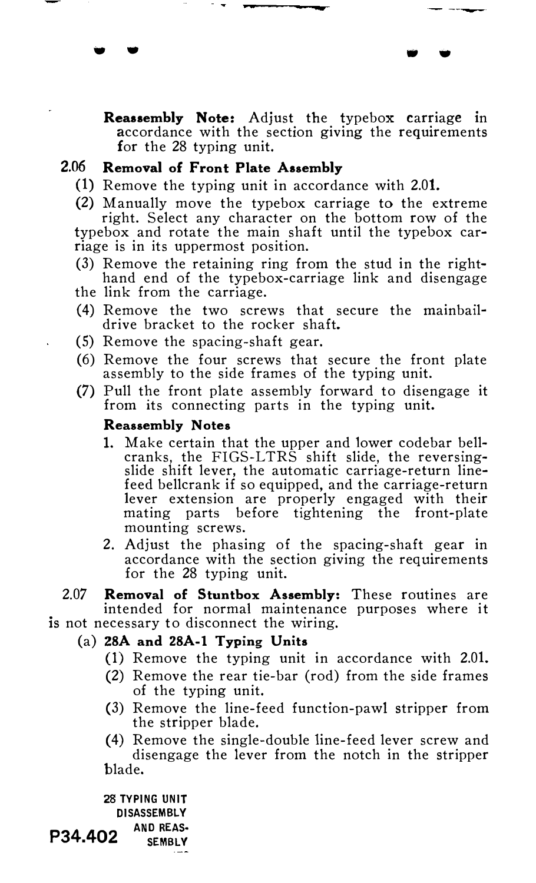**Reassembly Note:** Adjust the typebox carriage in accordance with the section giving the requirements for the 28 typing unit.

## 2.06 Removal of Front Plate Assembly

(1) Remove the typing unit in accordance with 2.01.

(2) Manually move the typebox carriage to the extreme right. Select any character on the bottom row of the typebox and rotate the main shaft until the typebox carriage is in its uppermost position.

(3) Remove the retaining ring from the stud in the right-hand end of the typebox-carriage link and disengage the link from the carriage.

(4) Remove the two screws that secure the mainbail-drive bracket to the rocker shaft.

(5) Remove the spacing-shaft gear.

(6) Remove the four screws that secure the front plate assembly to the side frames of the typing unit.

(7) Pull the front plate assembly forward to disengage it from its connecting parts in the typing unit.

**Reassembly Notes**

1. Make certain that the upper and lower codebar bellcranks, the FIGS-LTRS shift slide, the reversing-slide shift lever, the automatic carriage-return line-feed bellcrank if so equipped, and the carriage-return lever extension are properly engaged with their mating parts before tightening the front-plate mounting screws.
2. Adjust the phasing of the spacing-shaft gear in accordance with the section giving the requirements for the 28 typing unit.

**2.07 Removal of Stuntbox Assembly:** These routines are intended for normal maintenance purposes where it is not necessary to disconnect the wiring.

(a) **28A and 28A-1 Typing Units**

(1) Remove the typing unit in accordance with 2.01.

(2) Remove the rear tie-bar (rod) from the side frames of the typing unit.

(3) Remove the line-feed function-pawl stripper from the stripper blade.

(4) Remove the single-double line-feed lever screw and disengage the lever from the notch in the stripper blade.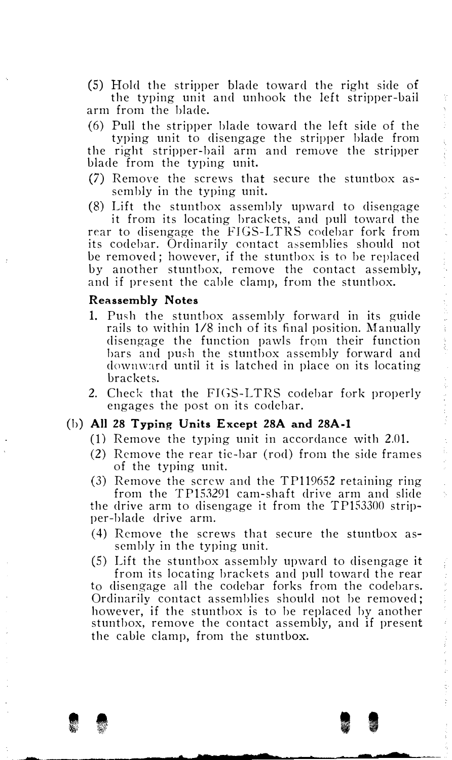(5) Hold the stripper blade toward the right side of the typing unit and unhook the left stripper-bail arm from the blade.

(6) Pull the stripper blade toward the left side of the typing unit to disengage the stripper blade from the right stripper-bail arm and remove the stripper blade from the typing unit.

(7) Remove the screws that secure the stuntbox assembly in the typing unit.

(8) Lift the stuntbox assembly upward to disengage it from its locating brackets, and pull toward the rear to disengage the FIGS-LTRS codebar fork from its codebar. Ordinarily contact assemblies should not be removed; however, if the stuntbox is to be replaced by another stuntbox, remove the contact assembly, and if present the cable clamp, from the stuntbox.

**Reassembly Notes**

1. Push the stuntbox assembly forward in its guide rails to within 1/8 inch of its final position. Manually disengage the function pawls from their function bars and push the stuntbox assembly forward and downward until it is latched in place on its locating brackets.
2. Check that the FIGS-LTRS codebar fork properly engages the post on its codebar.

**(b) All 28 Typing Units Except 28A and 28A-1**

(1) Remove the typing unit in accordance with 2.01.

(2) Remove the rear tie-bar (rod) from the side frames of the typing unit.

(3) Remove the screw and the TP119652 retaining ring from the TP153291 cam-shaft drive arm and slide the drive arm to disengage it from the TP153300 stripper-blade drive arm.

(4) Remove the screws that secure the stuntbox assembly in the typing unit.

(5) Lift the stuntbox assembly upward to disengage it from its locating brackets and pull toward the rear to disengage all the codebar forks from the codebars. Ordinarily contact assemblies should not be removed; however, if the stuntbox is to be replaced by another stuntbox, remove the contact assembly, and if present the cable clamp, from the stuntbox.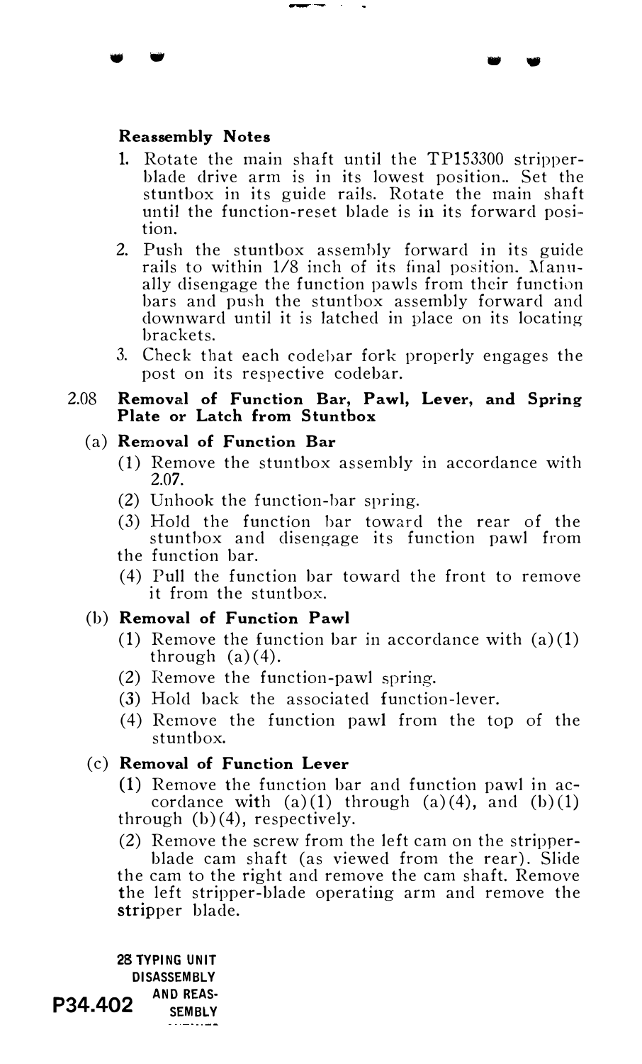**Reassembly Notes**

1. Rotate the main shaft until the TP153300 stripper-blade drive arm is in its lowest position.. Set the stuntbox in its guide rails. Rotate the main shaft until the function-reset blade is in its forward position.
2. Push the stuntbox assembly forward in its guide rails to within 1/8 inch of its final position. Manually disengage the function pawls from their function bars and push the stuntbox assembly forward and downward until it is latched in place on its locating brackets.
3. Check that each codebar fork properly engages the post on its respective codebar.

2.08 **Removal of Function Bar, Pawl, Lever, and Spring Plate or Latch from Stuntbox**

(a) **Removal of Function Bar**

(1) Remove the stuntbox assembly in accordance with 2.07.

(2) Unhook the function-bar spring.

(3) Hold the function bar toward the rear of the stuntbox and disengage its function pawl from the function bar.

(4) Pull the function bar toward the front to remove it from the stuntbox.

(b) **Removal of Function Pawl**

(1) Remove the function bar in accordance with (a)(1) through (a)(4).

(2) Remove the function-pawl spring.

(3) Hold back the associated function-lever.

(4) Remove the function pawl from the top of the stuntbox.

(c) **Removal of Function Lever**

(1) Remove the function bar and function pawl in accordance with (a)(1) through (a)(4), and (b)(1) through (b)(4), respectively.

(2) Remove the screw from the left cam on the stripper-blade cam shaft (as viewed from the rear). Slide the cam to the right and remove the cam shaft. Remove the left stripper-blade operating arm and remove the stripper blade.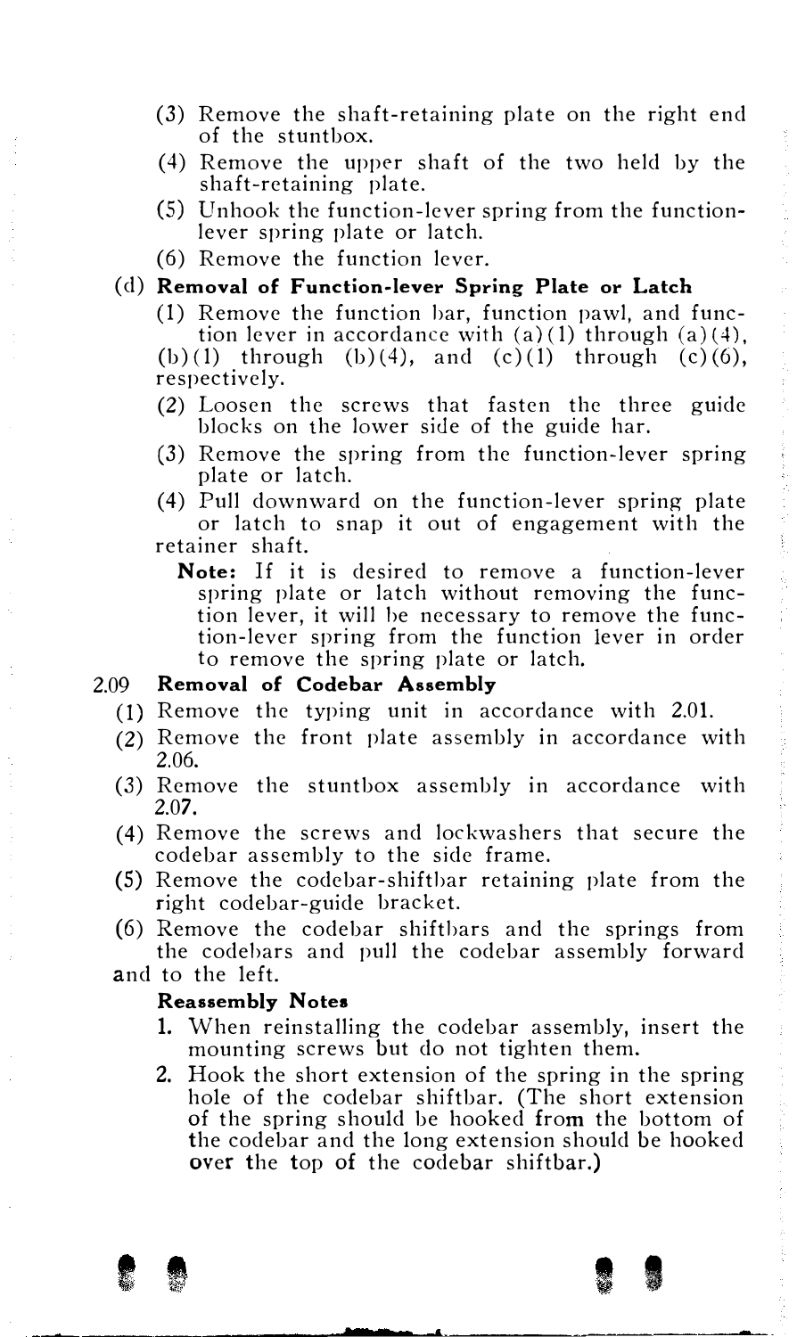(3) Remove the shaft-retaining plate on the right end of the stuntbox.

(4) Remove the upper shaft of the two held by the shaft-retaining plate.

(5) Unhook the function-lever spring from the function-lever spring plate or latch.

(6) Remove the function lever.

**(d) Removal of Function-lever Spring Plate or Latch**

(1) Remove the function bar, function pawl, and function lever in accordance with (a)(1) through (a)(4), (b)(1) through (b)(4), and (c)(1) through (c)(6), respectively.

(2) Loosen the screws that fasten the three guide blocks on the lower side of the guide bar.

(3) Remove the spring from the function-lever spring plate or latch.

(4) Pull downward on the function-lever spring plate or latch to snap it out of engagement with the retainer shaft.

**Note:** If it is desired to remove a function-lever spring plate or latch without removing the function lever, it will be necessary to remove the function-lever spring from the function lever in order to remove the spring plate or latch.

## 2.09 Removal of Codebar Assembly

(1) Remove the typing unit in accordance with 2.01.

(2) Remove the front plate assembly in accordance with 2.06.

(3) Remove the stuntbox assembly in accordance with 2.07.

(4) Remove the screws and lockwashers that secure the codebar assembly to the side frame.

(5) Remove the codebar-shiftbar retaining plate from the right codebar-guide bracket.

(6) Remove the codebar shiftbars and the springs from the codebars and pull the codebar assembly forward and to the left.

**Reassembly Notes**

1. When reinstalling the codebar assembly, insert the mounting screws but do not tighten them.
2. Hook the short extension of the spring in the spring hole of the codebar shiftbar. (The short extension of the spring should be hooked from the bottom of the codebar and the long extension should be hooked over the top of the codebar shiftbar.)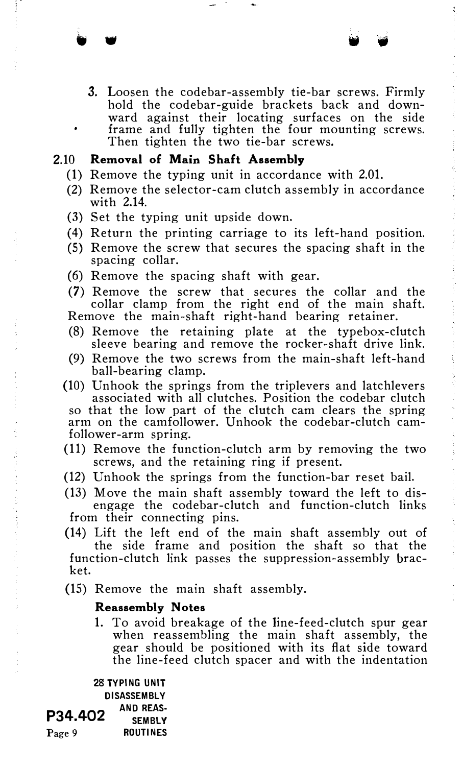3. Loosen the codebar-assembly tie-bar screws. Firmly hold the codebar-guide brackets back and downward against their locating surfaces on the side frame and fully tighten the four mounting screws. Then tighten the two tie-bar screws.

## 2.10 Removal of Main Shaft Assembly

(1) Remove the typing unit in accordance with 2.01.

(2) Remove the selector-cam clutch assembly in accordance with 2.14.

(3) Set the typing unit upside down.

(4) Return the printing carriage to its left-hand position.

(5) Remove the screw that secures the spacing shaft in the spacing collar.

(6) Remove the spacing shaft with gear.

(7) Remove the screw that secures the collar and the collar clamp from the right end of the main shaft. Remove the main-shaft right-hand bearing retainer.

(8) Remove the retaining plate at the typebox-clutch sleeve bearing and remove the rocker-shaft drive link.

(9) Remove the two screws from the main-shaft left-hand ball-bearing clamp.

(10) Unhook the springs from the triplevers and latchlevers associated with all clutches. Position the codebar clutch so that the low part of the clutch cam clears the spring arm on the camfollower. Unhook the codebar-clutch camfollower-arm spring.

(11) Remove the function-clutch arm by removing the two screws, and the retaining ring if present.

(12) Unhook the springs from the function-bar reset bail.

(13) Move the main shaft assembly toward the left to disengage the codebar-clutch and function-clutch links from their connecting pins.

(14) Lift the left end of the main shaft assembly out of the side frame and position the shaft so that the function-clutch link passes the suppression-assembly bracket.

(15) Remove the main shaft assembly.

### Reassembly Notes

1. To avoid breakage of the line-feed-clutch spur gear when reassembling the main shaft assembly, the gear should be positioned with its flat side toward the line-feed clutch spacer and with the indentation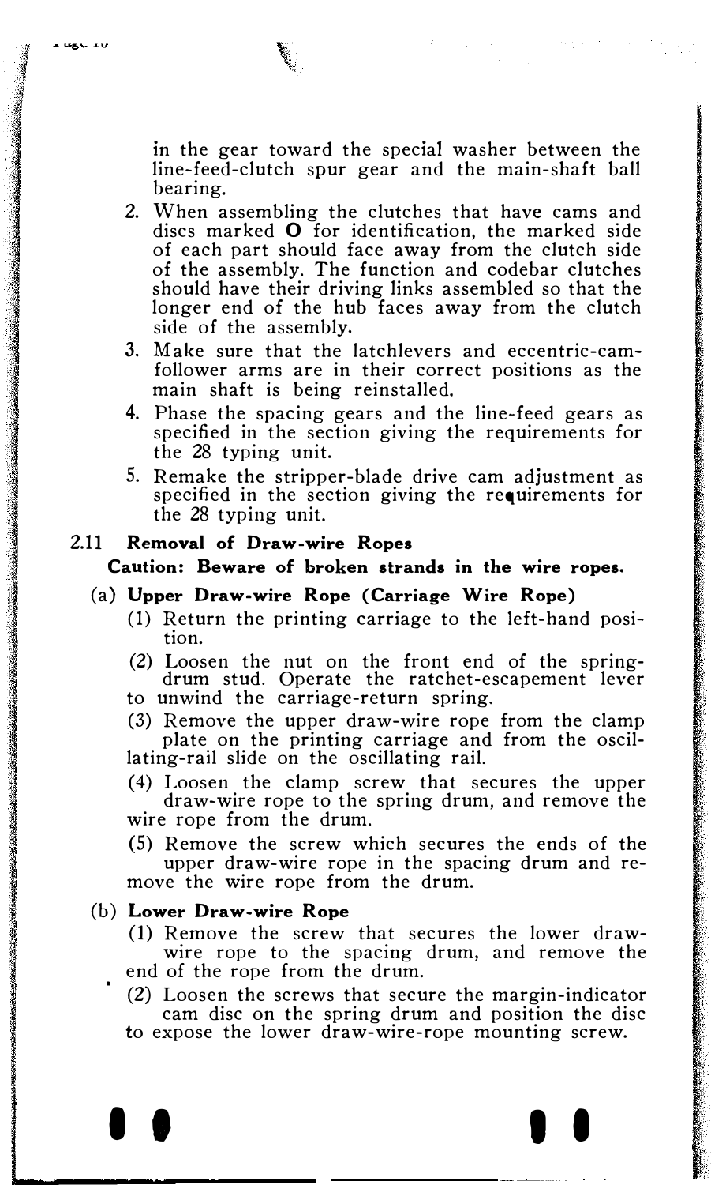in the gear toward the special washer between the line-feed-clutch spur gear and the main-shaft ball bearing.

2. When assembling the clutches that have cams and discs marked **O** for identification, the marked side of each part should face away from the clutch side of the assembly. The function and codebar clutches should have their driving links assembled so that the longer end of the hub faces away from the clutch side of the assembly.
3. Make sure that the latchlevers and eccentric-cam-follower arms are in their correct positions as the main shaft is being reinstalled.
4. Phase the spacing gears and the line-feed gears as specified in the section giving the requirements for the 28 typing unit.
5. Remake the stripper-blade drive cam adjustment as specified in the section giving the requirements for the 28 typing unit.

### 2.11 Removal of Draw-wire Ropes

**Caution: Beware of broken strands in the wire ropes.**

(a) **Upper Draw-wire Rope (Carriage Wire Rope)**

(1) Return the printing carriage to the left-hand position.

(2) Loosen the nut on the front end of the spring-drum stud. Operate the ratchet-escapement lever to unwind the carriage-return spring.

(3) Remove the upper draw-wire rope from the clamp plate on the printing carriage and from the oscillating-rail slide on the oscillating rail.

(4) Loosen the clamp screw that secures the upper draw-wire rope to the spring drum, and remove the wire rope from the drum.

(5) Remove the screw which secures the ends of the upper draw-wire rope in the spacing drum and remove the wire rope from the drum.

(b) **Lower Draw-wire Rope**

(1) Remove the screw that secures the lower draw-wire rope to the spacing drum, and remove the end of the rope from the drum.

(2) Loosen the screws that secure the margin-indicator cam disc on the spring drum and position the disc to expose the lower draw-wire-rope mounting screw.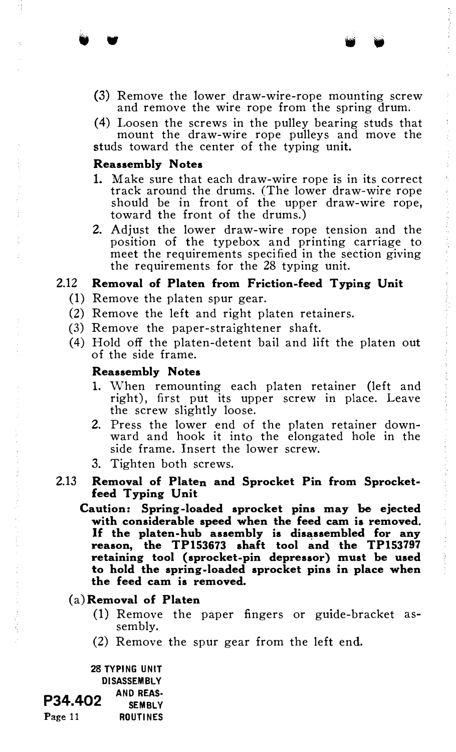(3) Remove the lower draw-wire-rope mounting screw and remove the wire rope from the spring drum.

(4) Loosen the screws in the pulley bearing studs that mount the draw-wire rope pulleys and move the studs toward the center of the typing unit.

**Reassembly Notes**

1. Make sure that each draw-wire rope is in its correct track around the drums. (The lower draw-wire rope should be in front of the upper draw-wire rope, toward the front of the drums.)
2. Adjust the lower draw-wire rope tension and the position of the typebox and printing carriage to meet the requirements specified in the section giving the requirements for the 28 typing unit.

### 2.12 Removal of Platen from Friction-feed Typing Unit

(1) Remove the platen spur gear.

(2) Remove the left and right platen retainers.

(3) Remove the paper-straightener shaft.

(4) Hold off the platen-detent bail and lift the platen out of the side frame.

**Reassembly Notes**

1. When remounting each platen retainer (left and right), first put its upper screw in place. Leave the screw slightly loose.
2. Press the lower end of the platen retainer downward and hook it into the elongated hole in the side frame. Insert the lower screw.
3. Tighten both screws.

### 2.13 Removal of Platen and Sprocket Pin from Sprocket-feed Typing Unit

**Caution: Spring-loaded sprocket pins may be ejected with considerable speed when the feed cam is removed. If the platen-hub assembly is disassembled for any reason, the TP153673 shaft tool and the TP153797 retaining tool (sprocket-pin depressor) must be used to hold the spring-loaded sprocket pins in place when the feed cam is removed.**

(a) **Removal of Platen**

(1) Remove the paper fingers or guide-bracket assembly.

(2) Remove the spur gear from the left end.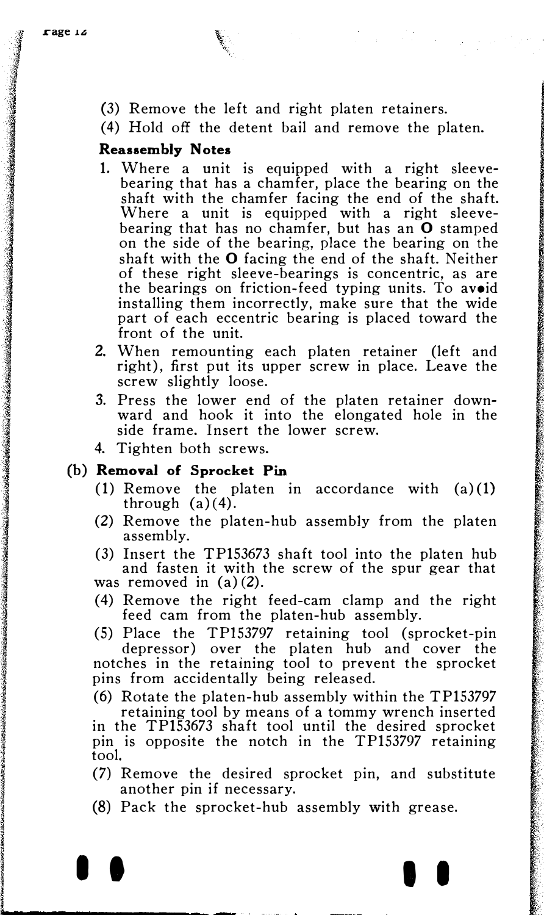(3) Remove the left and right platen retainers.

(4) Hold off the detent bail and remove the platen.

**Reassembly Notes**

1. Where a unit is equipped with a right sleeve-bearing that has a chamfer, place the bearing on the shaft with the chamfer facing the end of the shaft. Where a unit is equipped with a right sleeve-bearing that has no chamfer, but has an **O** stamped on the side of the bearing, place the bearing on the shaft with the **O** facing the end of the shaft. Neither of these right sleeve-bearings is concentric, as are the bearings on friction-feed typing units. To avoid installing them incorrectly, make sure that the wide part of each eccentric bearing is placed toward the front of the unit.
2. When remounting each platen retainer (left and right), first put its upper screw in place. Leave the screw slightly loose.
3. Press the lower end of the platen retainer downward and hook it into the elongated hole in the side frame. Insert the lower screw.
4. Tighten both screws.

(b) **Removal of Sprocket Pin**

(1) Remove the platen in accordance with (a)(1) through (a)(4).

(2) Remove the platen-hub assembly from the platen assembly.

(3) Insert the TP153673 shaft tool into the platen hub and fasten it with the screw of the spur gear that was removed in (a)(2).

(4) Remove the right feed-cam clamp and the right feed cam from the platen-hub assembly.

(5) Place the TP153797 retaining tool (sprocket-pin depressor) over the platen hub and cover the notches in the retaining tool to prevent the sprocket pins from accidentally being released.

(6) Rotate the platen-hub assembly within the TP153797 retaining tool by means of a tommy wrench inserted in the TP153673 shaft tool until the desired sprocket pin is opposite the notch in the TP153797 retaining tool.

(7) Remove the desired sprocket pin, and substitute another pin if necessary.

(8) Pack the sprocket-hub assembly with grease.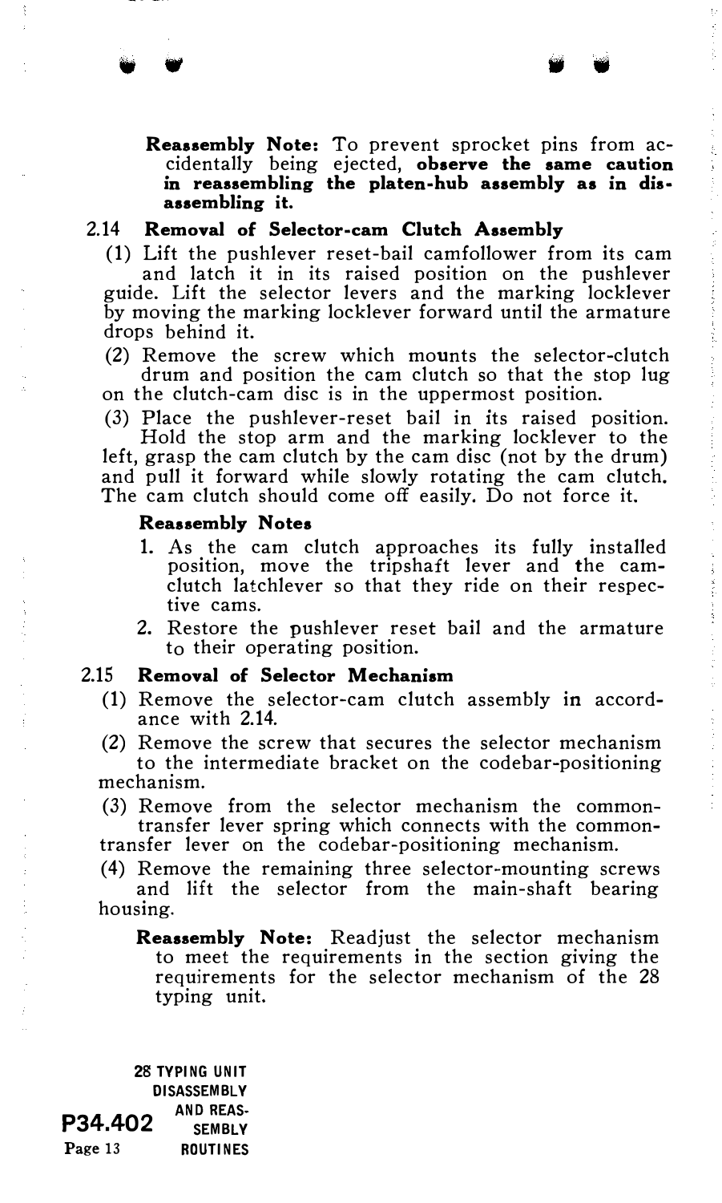**Reassembly Note:** To prevent sprocket pins from accidentally being ejected, **observe the same caution in reassembling the platen-hub assembly as in disassembling it.**

### 2.14 Removal of Selector-cam Clutch Assembly

(1) Lift the pushlever reset-bail camfollower from its cam and latch it in its raised position on the pushlever guide. Lift the selector levers and the marking locklever by moving the marking locklever forward until the armature drops behind it.

(2) Remove the screw which mounts the selector-clutch drum and position the cam clutch so that the stop lug on the clutch-cam disc is in the uppermost position.

(3) Place the pushlever-reset bail in its raised position. Hold the stop arm and the marking locklever to the left, grasp the cam clutch by the cam disc (not by the drum) and pull it forward while slowly rotating the cam clutch. The cam clutch should come off easily. Do not force it.

**Reassembly Notes**

1. As the cam clutch approaches its fully installed position, move the tripshaft lever and the cam-clutch latchlever so that they ride on their respective cams.
2. Restore the pushlever reset bail and the armature to their operating position.

### 2.15 Removal of Selector Mechanism

(1) Remove the selector-cam clutch assembly in accordance with 2.14.

(2) Remove the screw that secures the selector mechanism to the intermediate bracket on the codebar-positioning mechanism.

(3) Remove from the selector mechanism the common-transfer lever spring which connects with the common-transfer lever on the codebar-positioning mechanism.

(4) Remove the remaining three selector-mounting screws and lift the selector from the main-shaft bearing housing.

**Reassembly Note:** Readjust the selector mechanism to meet the requirements in the section giving the requirements for the selector mechanism of the 28 typing unit.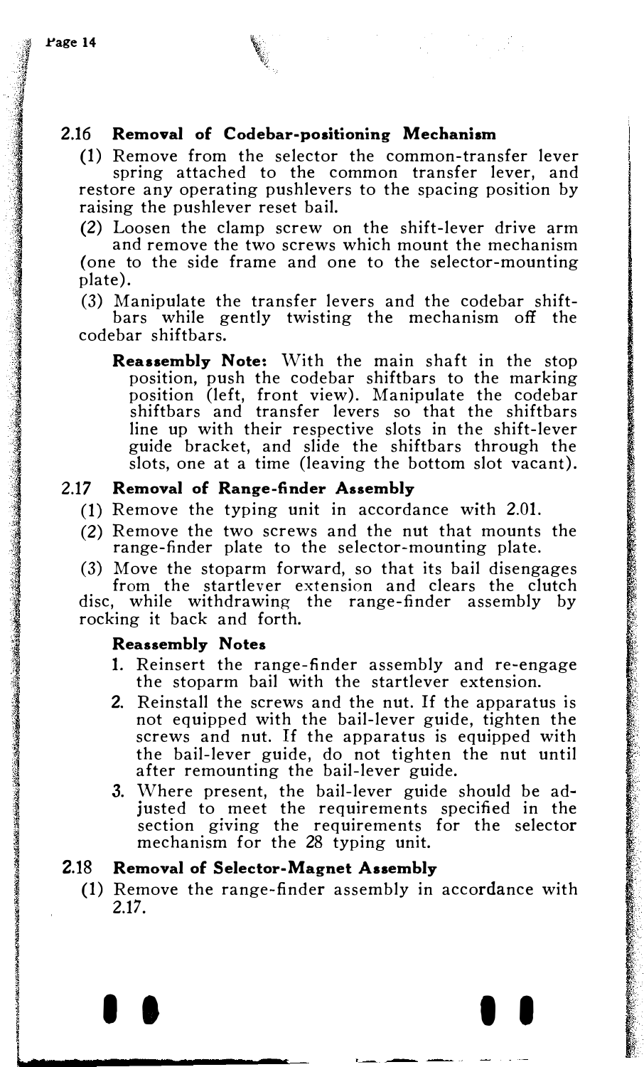### 2.16 Removal of Codebar-positioning Mechanism

(1) Remove from the selector the common-transfer lever spring attached to the common transfer lever, and restore any operating pushlevers to the spacing position by raising the pushlever reset bail.

(2) Loosen the clamp screw on the shift-lever drive arm and remove the two screws which mount the mechanism (one to the side frame and one to the selector-mounting plate).

(3) Manipulate the transfer levers and the codebar shiftbars while gently twisting the mechanism off the codebar shiftbars.

> **Reassembly Note:** With the main shaft in the stop position, push the codebar shiftbars to the marking position (left, front view). Manipulate the codebar shiftbars and transfer levers so that the shiftbars line up with their respective slots in the shift-lever guide bracket, and slide the shiftbars through the slots, one at a time (leaving the bottom slot vacant).

### 2.17 Removal of Range-finder Assembly

(1) Remove the typing unit in accordance with 2.01.

(2) Remove the two screws and the nut that mounts the range-finder plate to the selector-mounting plate.

(3) Move the stoparm forward, so that its bail disengages from the startlever extension and clears the clutch disc, while withdrawing the range-finder assembly by rocking it back and forth.

**Reassembly Notes**

1. Reinsert the range-finder assembly and re-engage the stoparm bail with the startlever extension.
2. Reinstall the screws and the nut. If the apparatus is not equipped with the bail-lever guide, tighten the screws and nut. If the apparatus is equipped with the bail-lever guide, do not tighten the nut until after remounting the bail-lever guide.
3. Where present, the bail-lever guide should be adjusted to meet the requirements specified in the section giving the requirements for the selector mechanism for the 28 typing unit.

### 2.18 Removal of Selector-Magnet Assembly

(1) Remove the range-finder assembly in accordance with 2.17.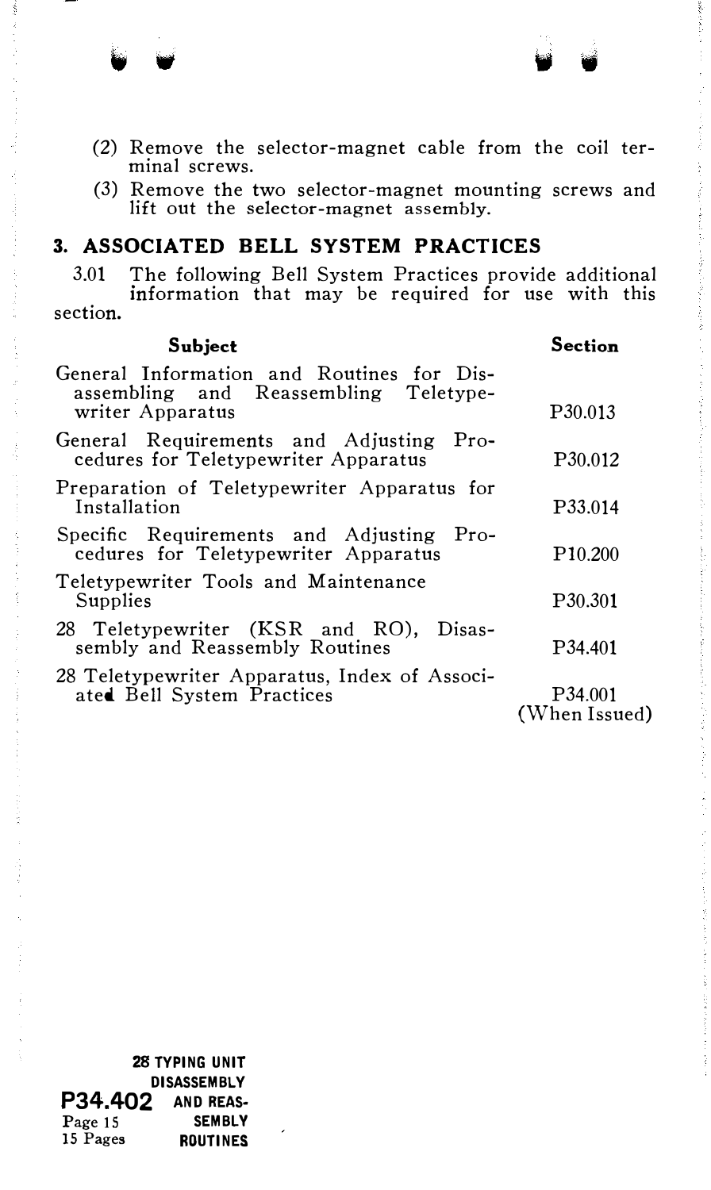(2) Remove the selector-magnet cable from the coil terminal screws.

(3) Remove the two selector-magnet mounting screws and lift out the selector-magnet assembly.

## 3. ASSOCIATED BELL SYSTEM PRACTICES

3.01 The following Bell System Practices provide additional information that may be required for use with this section.

| Subject | Section |
| --- | --- |
| General Information and Routines for Disassembling and Reassembling Teletypewriter Apparatus | P30.013 |
| General Requirements and Adjusting Procedures for Teletypewriter Apparatus | P30.012 |
| Preparation of Teletypewriter Apparatus for Installation | P33.014 |
| Specific Requirements and Adjusting Procedures for Teletypewriter Apparatus | P10.200 |
| Teletypewriter Tools and Maintenance Supplies | P30.301 |
| 28 Teletypewriter (KSR and RO), Disassembly and Reassembly Routines | P34.401 |
| 28 Teletypewriter Apparatus, Index of Associated Bell System Practices | P34.001 (When Issued) |